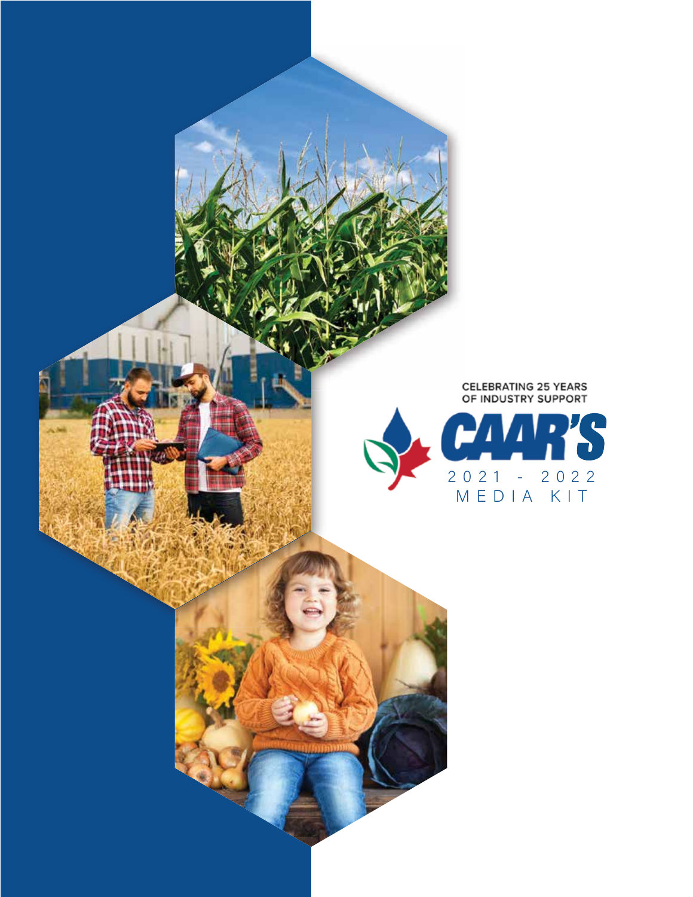CELEBRATING 25 YEARS OF INDUSTRY SUPPORT

# CAAR'S

## 2021 - 2022 MEDIA KIT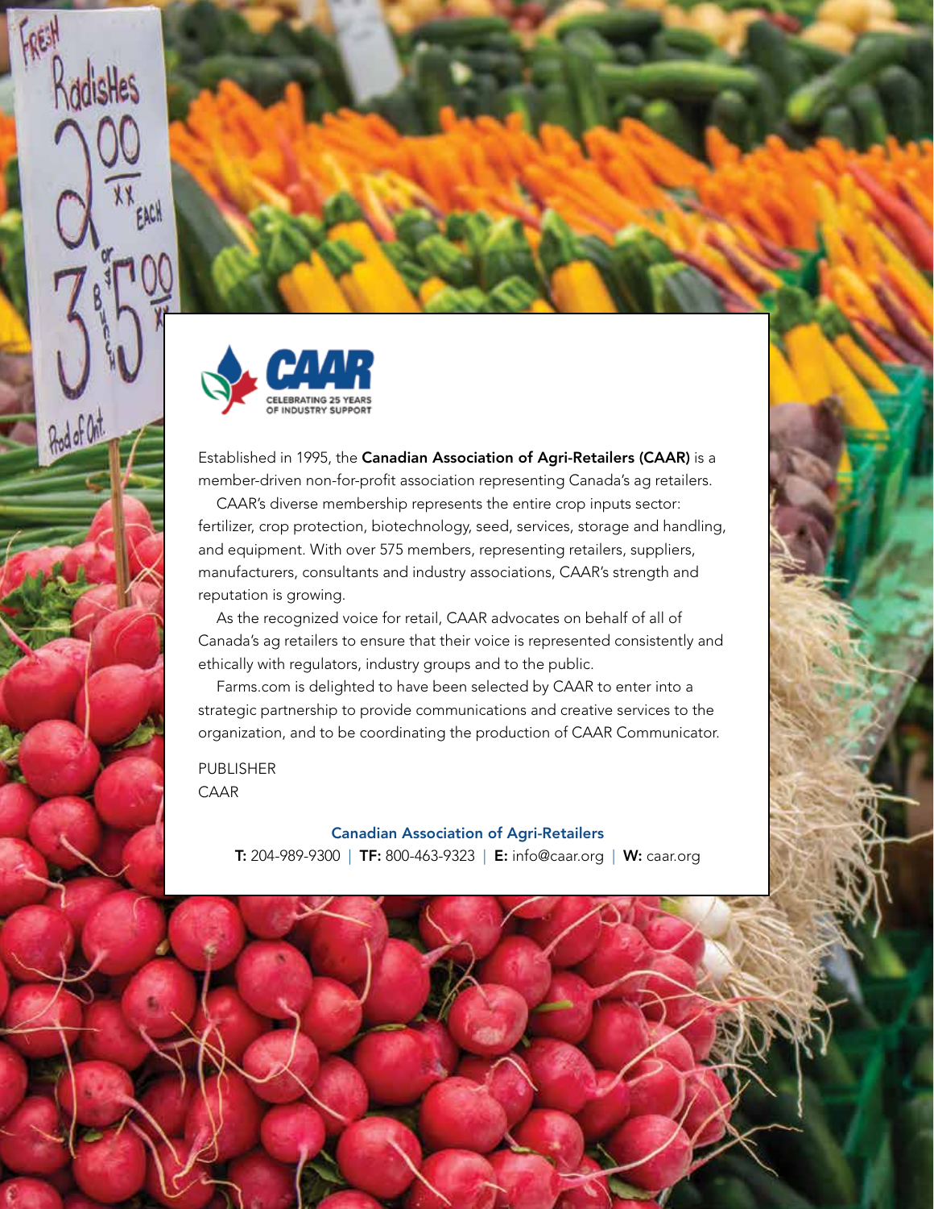CAAR

CELEBRATING 25 YEARS OF INDUSTRY SUPPORT

Established in 1995, the **Canadian Association of Agri-Retailers (CAAR)** is a member-driven non-for-profit association representing Canada's ag retailers.

CAAR's diverse membership represents the entire crop inputs sector: fertilizer, crop protection, biotechnology, seed, services, storage and handling, and equipment. With over 575 members, representing retailers, suppliers, manufacturers, consultants and industry associations, CAAR's strength and reputation is growing.

As the recognized voice for retail, CAAR advocates on behalf of all of Canada's ag retailers to ensure that their voice is represented consistently and ethically with regulators, industry groups and to the public.

Farms.com is delighted to have been selected by CAAR to enter into a strategic partnership to provide communications and creative services to the organization, and to be coordinating the production of CAAR Communicator.

PUBLISHER
CAAR

**Canadian Association of Agri-Retailers**

**T:** 204-989-9300 | **TF:** 800-463-9323 | **E:** info@caar.org | **W:** caar.org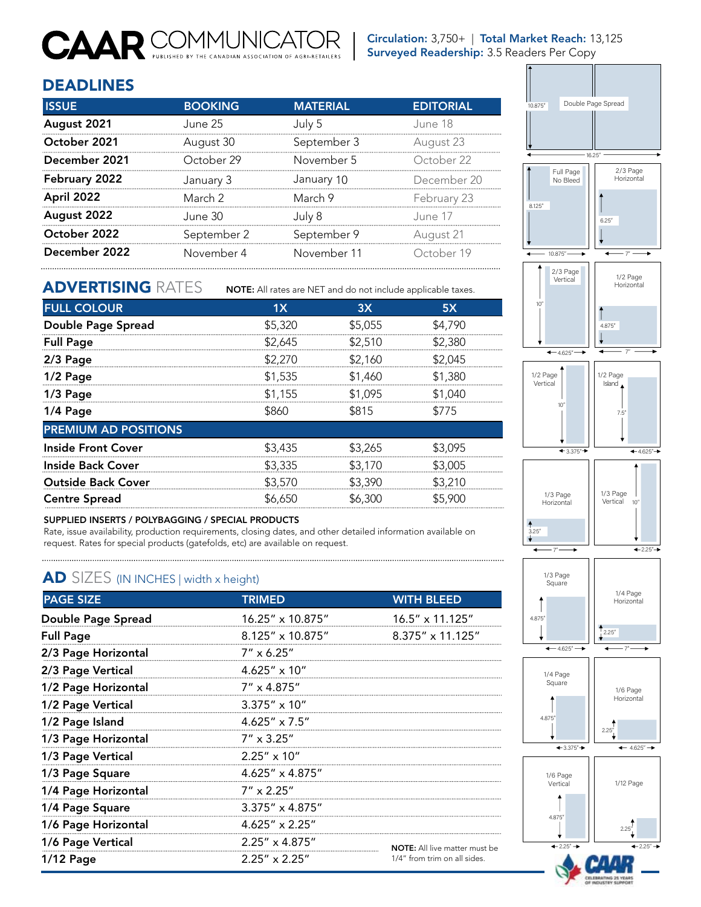# CAAR COMMUNICATOR

PUBLISHED BY THE CANADIAN ASSOCIATION OF AGRI-RETAILERS

**Circulation:** 3,750+ | **Total Market Reach:** 13,125
**Surveyed Readership:** 3.5 Readers Per Copy

## DEADLINES

| ISSUE | BOOKING | MATERIAL | EDITORIAL |
|---|---|---|---|
| **August 2021** | June 25 | July 5 | June 18 |
| **October 2021** | August 30 | September 3 | August 23 |
| **December 2021** | October 29 | November 5 | October 22 |
| **February 2022** | January 3 | January 10 | December 20 |
| **April 2022** | March 2 | March 9 | February 23 |
| **August 2022** | June 30 | July 8 | June 17 |
| **October 2022** | September 2 | September 9 | August 21 |
| **December 2022** | November 4 | November 11 | October 19 |

## ADVERTISING RATES

**NOTE:** All rates are NET and do not include applicable taxes.

| FULL COLOUR | 1X | 3X | 5X |
|---|---|---|---|
| **Double Page Spread** | $5,320 | $5,055 | $4,790 |
| **Full Page** | $2,645 | $2,510 | $2,380 |
| **2/3 Page** | $2,270 | $2,160 | $2,045 |
| **1/2 Page** | $1,535 | $1,460 | $1,380 |
| **1/3 Page** | $1,155 | $1,095 | $1,040 |
| **1/4 Page** | $860 | $815 | $775 |
| **PREMIUM AD POSITIONS** | | | |
| **Inside Front Cover** | $3,435 | $3,265 | $3,095 |
| **Inside Back Cover** | $3,335 | $3,170 | $3,005 |
| **Outside Back Cover** | $3,570 | $3,390 | $3,210 |
| **Centre Spread** | $6,650 | $6,300 | $5,900 |

**SUPPLIED INSERTS / POLYBAGGING / SPECIAL PRODUCTS**

Rate, issue availability, production requirements, closing dates, and other detailed information available on request. Rates for special products (gatefolds, etc) are available on request.

## AD SIZES (IN INCHES | width x height)

| PAGE SIZE | TRIMED | WITH BLEED |
|---|---|---|
| **Double Page Spread** | 16.25″ x 10.875″ | 16.5″ x 11.125″ |
| **Full Page** | 8.125″ x 10.875″ | 8.375″ x 11.125″ |
| **2/3 Page Horizontal** | 7″ x 6.25″ | |
| **2/3 Page Vertical** | 4.625″ x 10″ | |
| **1/2 Page Horizontal** | 7″ x 4.875″ | |
| **1/2 Page Vertical** | 3.375″ x 10″ | |
| **1/2 Page Island** | 4.625″ x 7.5″ | |
| **1/3 Page Horizontal** | 7″ x 3.25″ | |
| **1/3 Page Vertical** | 2.25″ x 10″ | |
| **1/3 Page Square** | 4.625″ x 4.875″ | |
| **1/4 Page Horizontal** | 7″ x 2.25″ | |
| **1/4 Page Square** | 3.375″ x 4.875″ | |
| **1/6 Page Horizontal** | 4.625″ x 2.25″ | |
| **1/6 Page Vertical** | 2.25″ x 4.875″ | |
| **1/12 Page** | 2.25″ x 2.25″ | |

**NOTE:** All live matter must be 1/4″ from trim on all sides.

Double Page Spread (16.25″ × 10.875″) · Full Page No Bleed (10.875″ × 8.125″) · 2/3 Page Horizontal (7″ × 6.25″) · 2/3 Page Vertical (4.625″ × 10″) · 1/2 Page Horizontal (7″ × 4.875″) · 1/2 Page Vertical (3.375″ × 10″) · 1/2 Page Island (4.625″ × 7.5″) · 1/3 Page Horizontal (7″ × 3.25″) · 1/3 Page Vertical (2.25″ × 10″) · 1/3 Page Square (4.625″ × 4.875″) · 1/4 Page Horizontal (7″ × 2.25″) · 1/4 Page Square (3.375″ × 4.875″) · 1/6 Page Horizontal (4.625″ × 2.25″) · 1/6 Page Vertical (2.25″ × 4.875″) · 1/12 Page (2.25″ × 2.25″)

CAAR — CELEBRATING 25 YEARS OF INDUSTRY SUPPORT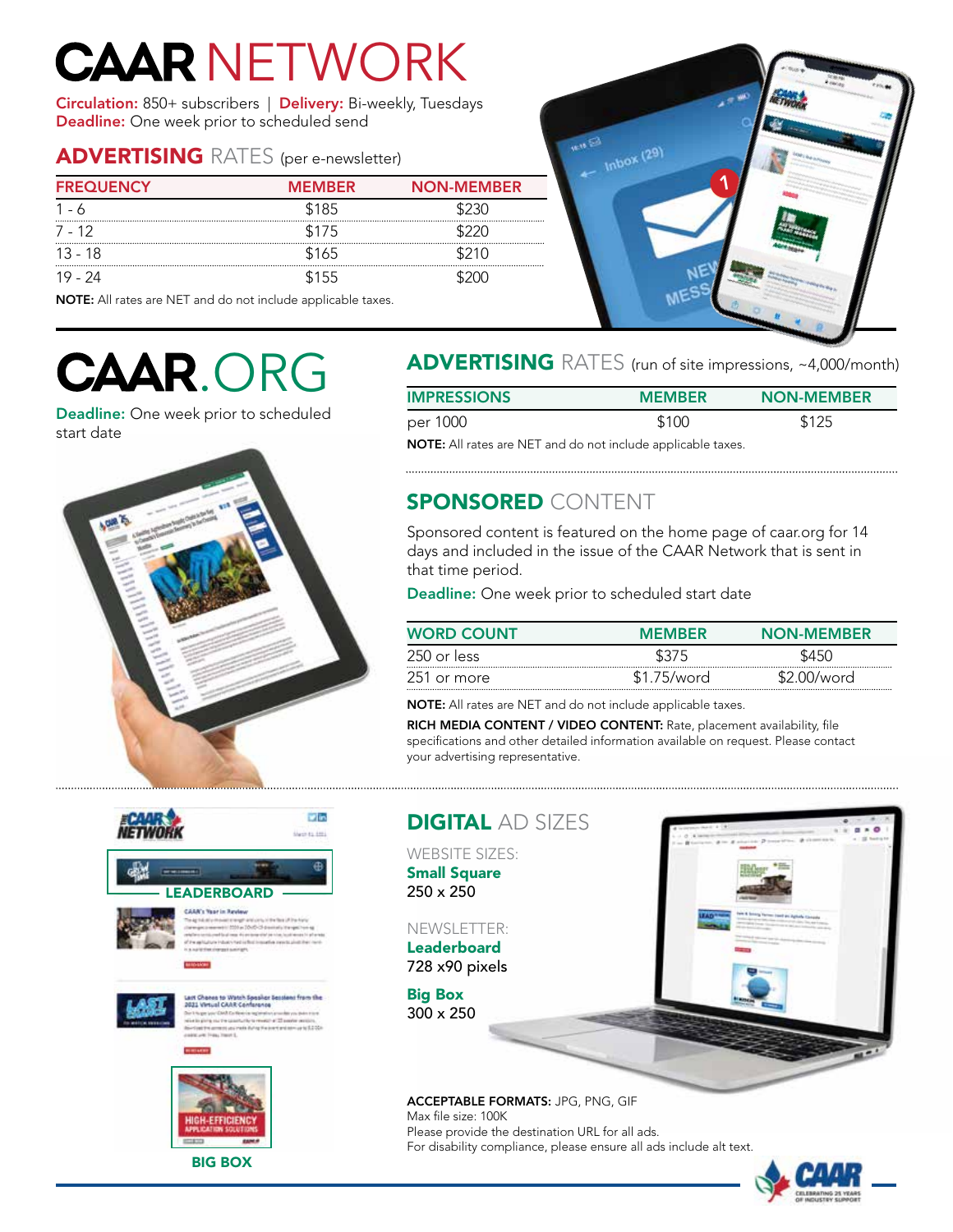# CAAR NETWORK

**Circulation:** 850+ subscribers | **Delivery:** Bi-weekly, Tuesdays
**Deadline:** One week prior to scheduled send

## ADVERTISING RATES (per e-newsletter)

| FREQUENCY | MEMBER | NON-MEMBER |
|---|---|---|
| 1 - 6 | $185 | $230 |
| 7 - 12 | $175 | $220 |
| 13 - 18 | $165 | $210 |
| 19 - 24 | $155 | $200 |

**NOTE:** All rates are NET and do not include applicable taxes.

# CAAR.ORG

**Deadline:** One week prior to scheduled start date

## ADVERTISING RATES (run of site impressions, ~4,000/month)

| IMPRESSIONS | MEMBER | NON-MEMBER |
|---|---|---|
| per 1000 | $100 | $125 |

**NOTE:** All rates are NET and do not include applicable taxes.

## SPONSORED CONTENT

Sponsored content is featured on the home page of caar.org for 14 days and included in the issue of the CAAR Network that is sent in that time period.

**Deadline:** One week prior to scheduled start date

| WORD COUNT | MEMBER | NON-MEMBER |
|---|---|---|
| 250 or less | $375 | $450 |
| 251 or more | $1.75/word | $2.00/word |

**NOTE:** All rates are NET and do not include applicable taxes.

**RICH MEDIA CONTENT / VIDEO CONTENT:** Rate, placement availability, file specifications and other detailed information available on request. Please contact your advertising representative.

LEADERBOARD

BIG BOX

## DIGITAL AD SIZES

WEBSITE SIZES:

**Small Square**
250 x 250

NEWSLETTER:

**Leaderboard**
728 x90 pixels

**Big Box**
300 x 250

**ACCEPTABLE FORMATS:** JPG, PNG, GIF
Max file size: 100K
Please provide the destination URL for all ads.
For disability compliance, please ensure all ads include alt text.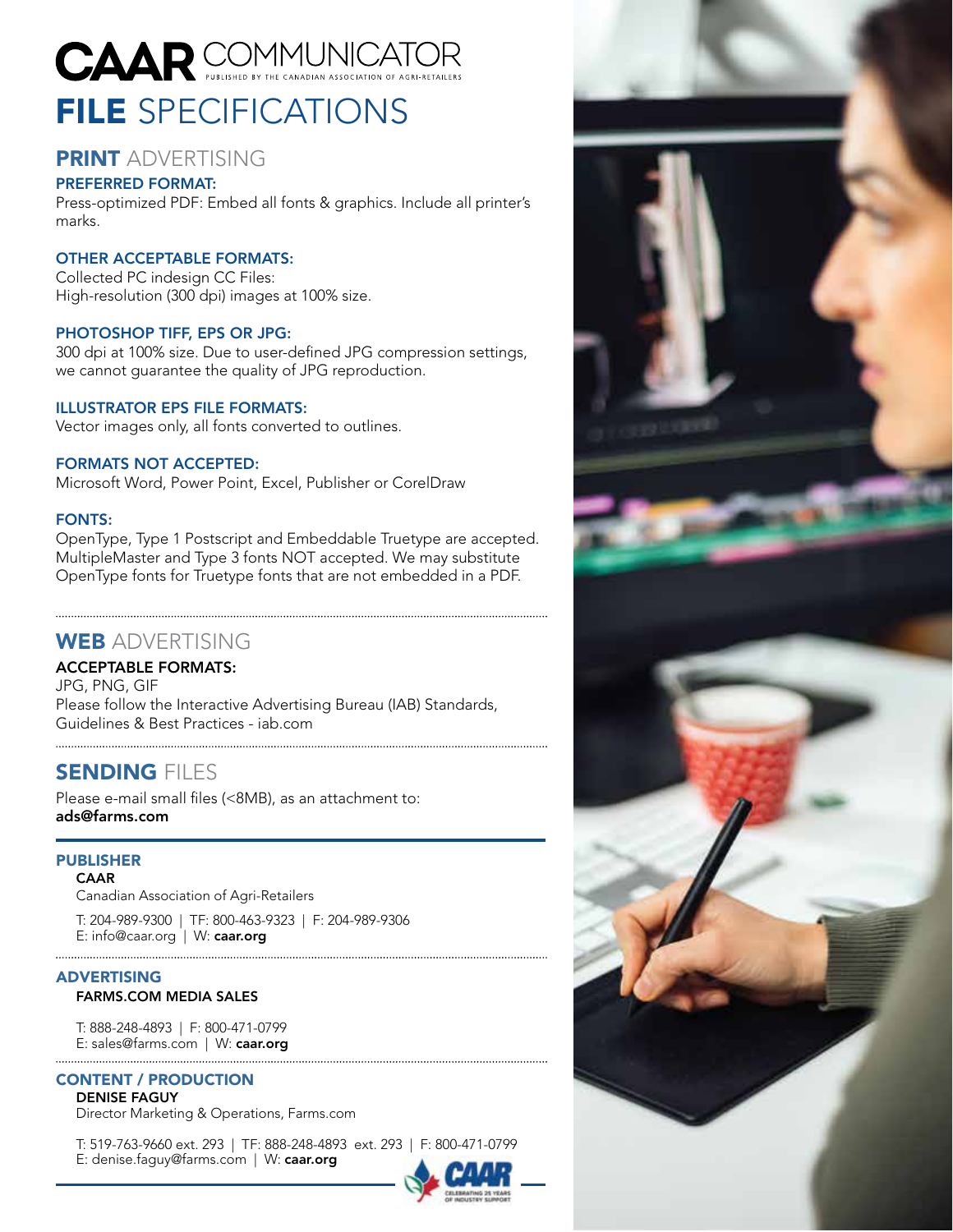# CAAR COMMUNICATOR

PUBLISHED BY THE CANADIAN ASSOCIATION OF AGRI-RETAILERS

# FILE SPECIFICATIONS

## PRINT ADVERTISING

### PREFERRED FORMAT:

Press-optimized PDF: Embed all fonts & graphics. Include all printer's marks.

### OTHER ACCEPTABLE FORMATS:

Collected PC indesign CC Files:
High-resolution (300 dpi) images at 100% size.

### PHOTOSHOP TIFF, EPS OR JPG:

300 dpi at 100% size. Due to user-defined JPG compression settings, we cannot guarantee the quality of JPG reproduction.

### ILLUSTRATOR EPS FILE FORMATS:

Vector images only, all fonts converted to outlines.

### FORMATS NOT ACCEPTED:

Microsoft Word, Power Point, Excel, Publisher or CorelDraw

### FONTS:

OpenType, Type 1 Postscript and Embeddable Truetype are accepted. MultipleMaster and Type 3 fonts NOT accepted. We may substitute OpenType fonts for Truetype fonts that are not embedded in a PDF.

## WEB ADVERTISING

### ACCEPTABLE FORMATS:

JPG, PNG, GIF
Please follow the Interactive Advertising Bureau (IAB) Standards, Guidelines & Best Practices - iab.com

## SENDING FILES

Please e-mail small files (<8MB), as an attachment to:
**ads@farms.com**

### PUBLISHER

**CAAR**
Canadian Association of Agri-Retailers

T: 204-989-9300 | TF: 800-463-9323 | F: 204-989-9306
E: info@caar.org | W: **caar.org**

### ADVERTISING

**FARMS.COM MEDIA SALES**

T: 888-248-4893 | F: 800-471-0799
E: sales@farms.com | W: **caar.org**

### CONTENT / PRODUCTION

**DENISE FAGUY**
Director Marketing & Operations, Farms.com

T: 519-763-9660 ext. 293 | TF: 888-248-4893 ext. 293 | F: 800-471-0799
E: denise.faguy@farms.com | W: **caar.org**

CAAR CELEBRATING 25 YEARS OF INDUSTRY SUPPORT